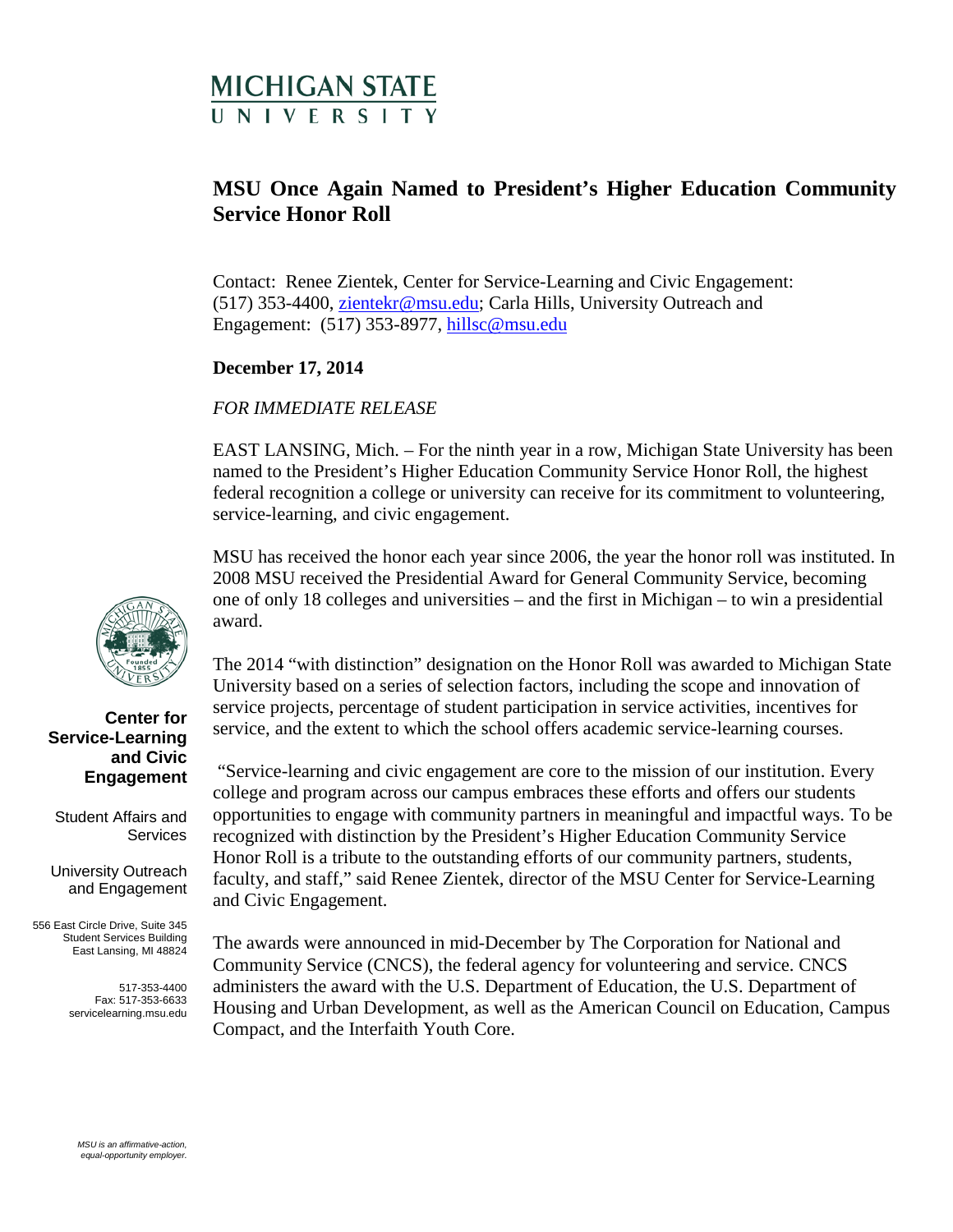MICHIGAN STATE UNIVERSITY

# MSU Once Again Named to President's Higher Education Community Service Honor Roll

Contact: Renee Zientek, Center for Service-Learning and Civic Engagement: (517) 353-4400, zientekr@msu.edu; Carla Hills, University Outreach and Engagement: (517) 353-8977, hillsc@msu.edu

**December 17, 2014**

*FOR IMMEDIATE RELEASE*

EAST LANSING, Mich. – For the ninth year in a row, Michigan State University has been named to the President's Higher Education Community Service Honor Roll, the highest federal recognition a college or university can receive for its commitment to volunteering, service-learning, and civic engagement.

MSU has received the honor each year since 2006, the year the honor roll was instituted. In 2008 MSU received the Presidential Award for General Community Service, becoming one of only 18 colleges and universities – and the first in Michigan – to win a presidential award.

The 2014 "with distinction" designation on the Honor Roll was awarded to Michigan State University based on a series of selection factors, including the scope and innovation of service projects, percentage of student participation in service activities, incentives for service, and the extent to which the school offers academic service-learning courses.

"Service-learning and civic engagement are core to the mission of our institution. Every college and program across our campus embraces these efforts and offers our students opportunities to engage with community partners in meaningful and impactful ways. To be recognized with distinction by the President's Higher Education Community Service Honor Roll is a tribute to the outstanding efforts of our community partners, students, faculty, and staff," said Renee Zientek, director of the MSU Center for Service-Learning and Civic Engagement.

The awards were announced in mid-December by The Corporation for National and Community Service (CNCS), the federal agency for volunteering and service. CNCS administers the award with the U.S. Department of Education, the U.S. Department of Housing and Urban Development, as well as the American Council on Education, Campus Compact, and the Interfaith Youth Core.

**Center for Service-Learning and Civic Engagement**

Student Affairs and Services

University Outreach and Engagement

556 East Circle Drive, Suite 345
Student Services Building
East Lansing, MI 48824

517-353-4400
Fax: 517-353-6633
servicelearning.msu.edu

*MSU is an affirmative-action, equal-opportunity employer.*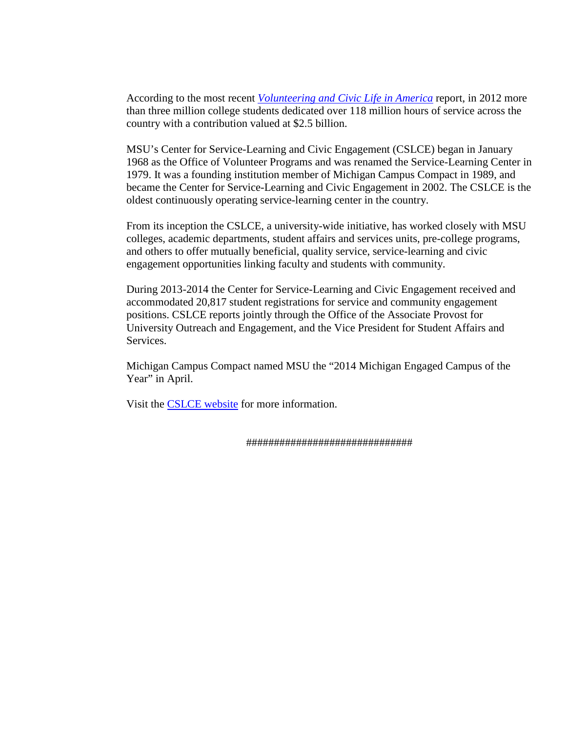According to the most recent *Volunteering and Civic Life in America* report, in 2012 more than three million college students dedicated over 118 million hours of service across the country with a contribution valued at $2.5 billion.

MSU's Center for Service-Learning and Civic Engagement (CSLCE) began in January 1968 as the Office of Volunteer Programs and was renamed the Service-Learning Center in 1979. It was a founding institution member of Michigan Campus Compact in 1989, and became the Center for Service-Learning and Civic Engagement in 2002. The CSLCE is the oldest continuously operating service-learning center in the country.

From its inception the CSLCE, a university-wide initiative, has worked closely with MSU colleges, academic departments, student affairs and services units, pre-college programs, and others to offer mutually beneficial, quality service, service-learning and civic engagement opportunities linking faculty and students with community.

During 2013-2014 the Center for Service-Learning and Civic Engagement received and accommodated 20,817 student registrations for service and community engagement positions. CSLCE reports jointly through the Office of the Associate Provost for University Outreach and Engagement, and the Vice President for Student Affairs and Services.

Michigan Campus Compact named MSU the "2014 Michigan Engaged Campus of the Year" in April.

Visit the CSLCE website for more information.

##############################